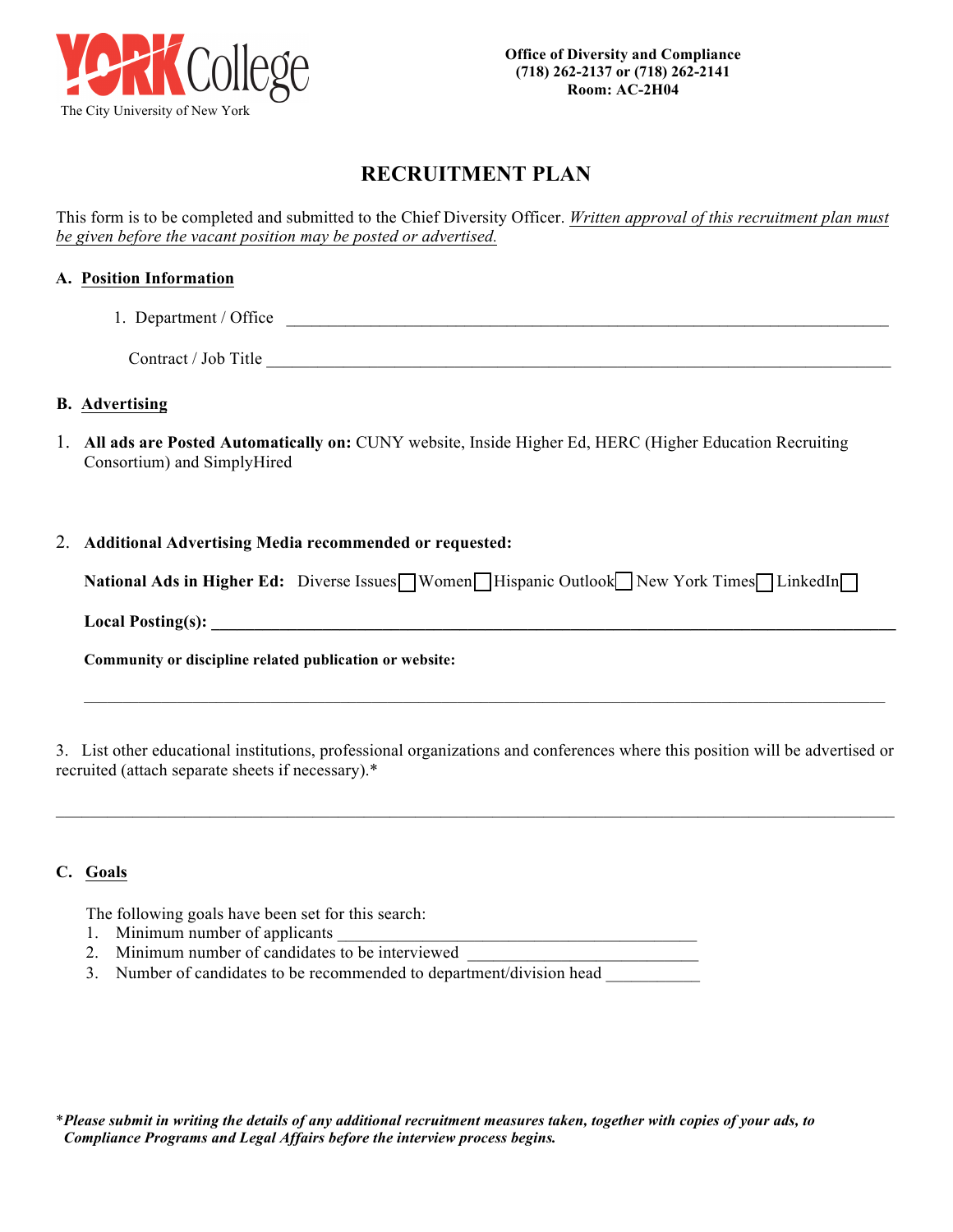YORK College
The City University of New York

**Office of Diversity and Compliance**
**(718) 262-2137 or (718) 262-2141**
**Room: AC-2H04**

# RECRUITMENT PLAN

This form is to be completed and submitted to the Chief Diversity Officer. *Written approval of this recruitment plan must be given before the vacant position may be posted or advertised.*

## A. Position Information

1. Department / Office ______________________________________________

   Contract / Job Title ______________________________________________

## B. Advertising

1. **All ads are Posted Automatically on:** CUNY website, Inside Higher Ed, HERC (Higher Education Recruiting Consortium) and SimplyHired

2. **Additional Advertising Media recommended or requested:**

   **National Ads in Higher Ed:** Diverse Issues ☐ Women ☐ Hispanic Outlook ☐ New York Times ☐ LinkedIn ☐

   **Local Posting(s): ______________________________________________**

   **Community or discipline related publication or website:**

   ______________________________________________

3. List other educational institutions, professional organizations and conferences where this position will be advertised or recruited (attach separate sheets if necessary).*

______________________________________________

## C. Goals

The following goals have been set for this search:

1. Minimum number of applicants ______________________________
2. Minimum number of candidates to be interviewed ____________________
3. Number of candidates to be recommended to department/division head ________

**\****Please submit in writing the details of any additional recruitment measures taken, together with copies of your ads, to Compliance Programs and Legal Affairs before the interview process begins.***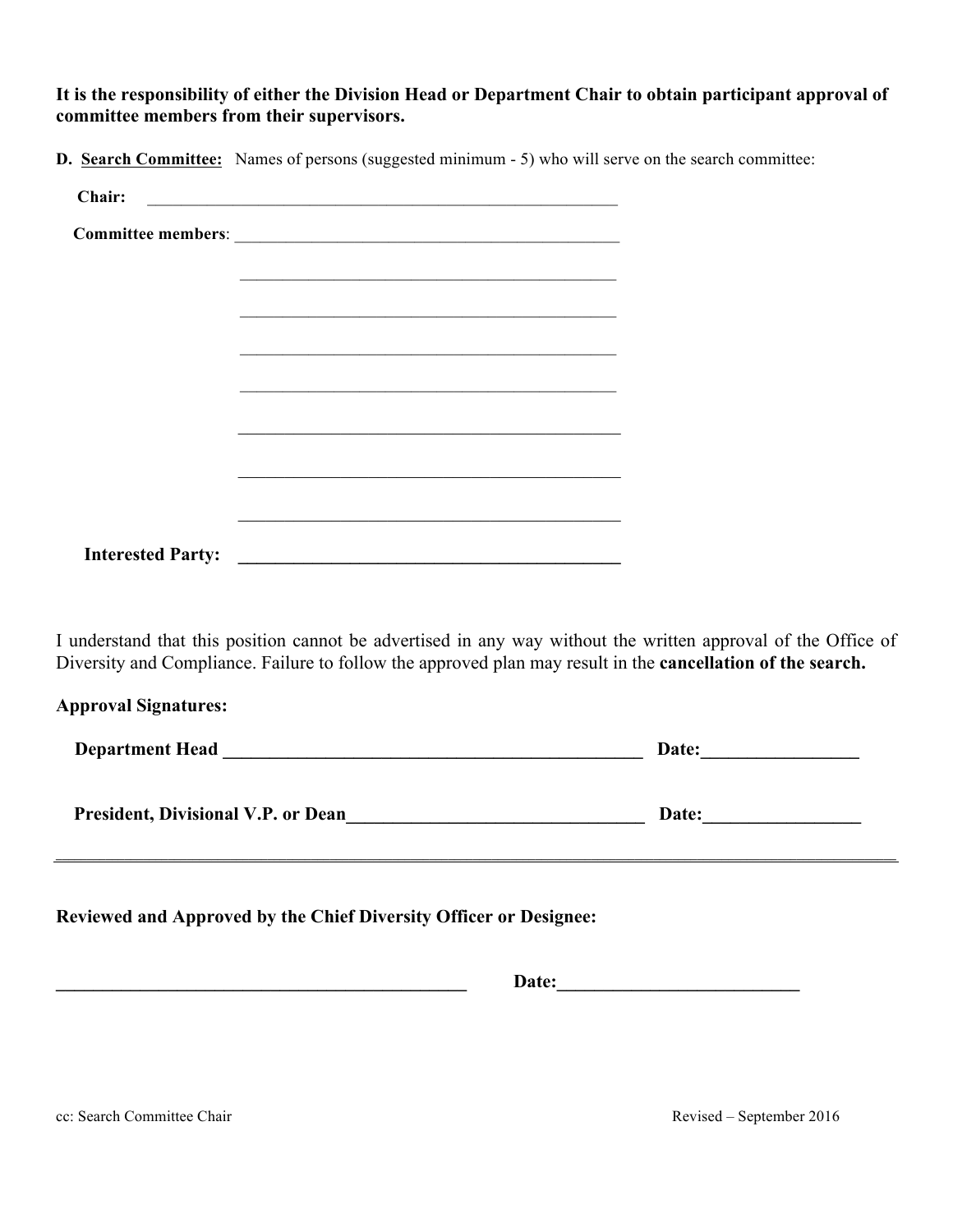**It is the responsibility of either the Division Head or Department Chair to obtain participant approval of committee members from their supervisors.**

**D. <u>Search Committee:</u>** Names of persons (suggested minimum - 5) who will serve on the search committee:

**Chair:** ______________________________________________

**Committee members**: ______________________________________________

______________________________________________

______________________________________________

______________________________________________

______________________________________________

______________________________________________

______________________________________________

______________________________________________

**Interested Party:** ______________________________________________

I understand that this position cannot be advertised in any way without the written approval of the Office of Diversity and Compliance. Failure to follow the approved plan may result in the **cancellation of the search.**

**Approval Signatures:**

**Department Head ______________________________________________ Date:_________________**

**President, Divisional V.P. or Dean________________________________ Date:_________________**

---

**Reviewed and Approved by the Chief Diversity Officer or Designee:**

**______________________________________________ Date:___________________________**

cc: Search Committee Chair

Revised – September 2016